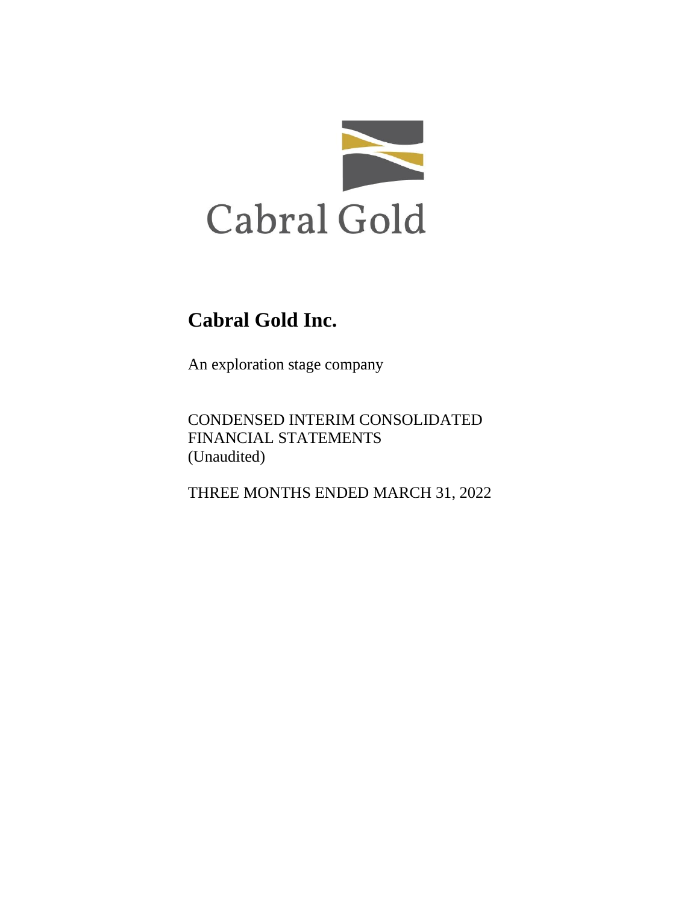Cabral Gold

# Cabral Gold Inc.

An exploration stage company

CONDENSED INTERIM CONSOLIDATED FINANCIAL STATEMENTS
(Unaudited)

THREE MONTHS ENDED MARCH 31, 2022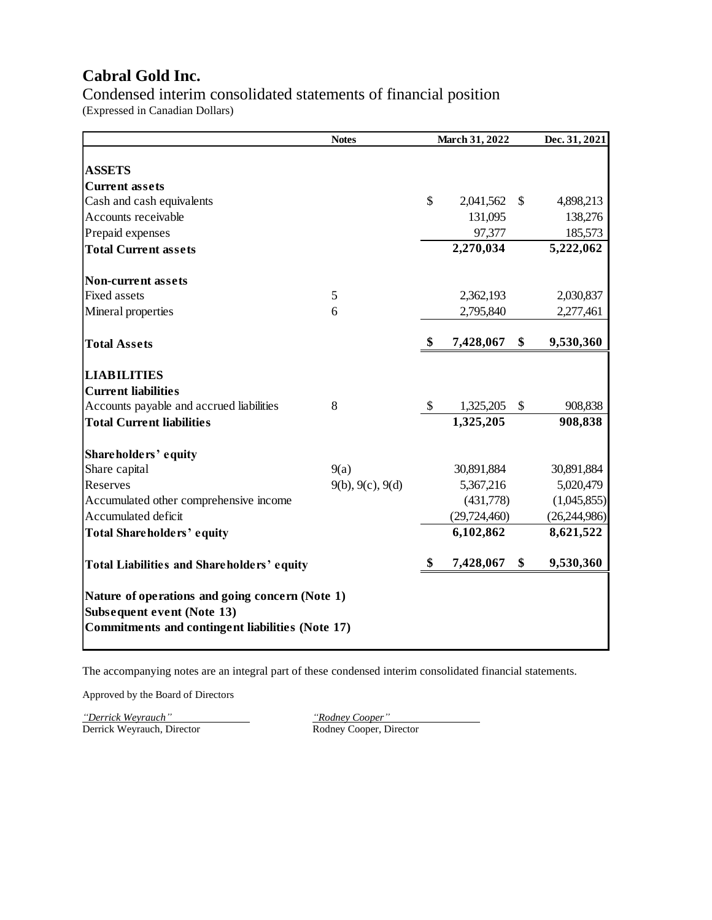# Cabral Gold Inc.

## Condensed interim consolidated statements of financial position

(Expressed in Canadian Dollars)

| | Notes | March 31, 2022 | Dec. 31, 2021 |
|---|---|---|---|
| **ASSETS** | | | |
| **Current assets** | | | |
| Cash and cash equivalents | | $ 2,041,562 | $ 4,898,213 |
| Accounts receivable | | 131,095 | 138,276 |
| Prepaid expenses | | 97,377 | 185,573 |
| **Total Current assets** | | **2,270,034** | **5,222,062** |
| **Non-current assets** | | | |
| Fixed assets | 5 | 2,362,193 | 2,030,837 |
| Mineral properties | 6 | 2,795,840 | 2,277,461 |
| **Total Assets** | | **$ 7,428,067** | **$ 9,530,360** |
| **LIABILITIES** | | | |
| **Current liabilities** | | | |
| Accounts payable and accrued liabilities | 8 | $ 1,325,205 | $ 908,838 |
| **Total Current liabilities** | | **1,325,205** | **908,838** |
| **Shareholders' equity** | | | |
| Share capital | 9(a) | 30,891,884 | 30,891,884 |
| Reserves | 9(b), 9(c), 9(d) | 5,367,216 | 5,020,479 |
| Accumulated other comprehensive income | | (431,778) | (1,045,855) |
| Accumulated deficit | | (29,724,460) | (26,244,986) |
| **Total Shareholders' equity** | | **6,102,862** | **8,621,522** |
| **Total Liabilities and Shareholders' equity** | | **$ 7,428,067** | **$ 9,530,360** |

**Nature of operations and going concern (Note 1)**
**Subsequent event (Note 13)**
**Commitments and contingent liabilities (Note 17)**

The accompanying notes are an integral part of these condensed interim consolidated financial statements.

Approved by the Board of Directors

*"Derrick Weyrauch"*
Derrick Weyrauch, Director

*"Rodney Cooper"*
Rodney Cooper, Director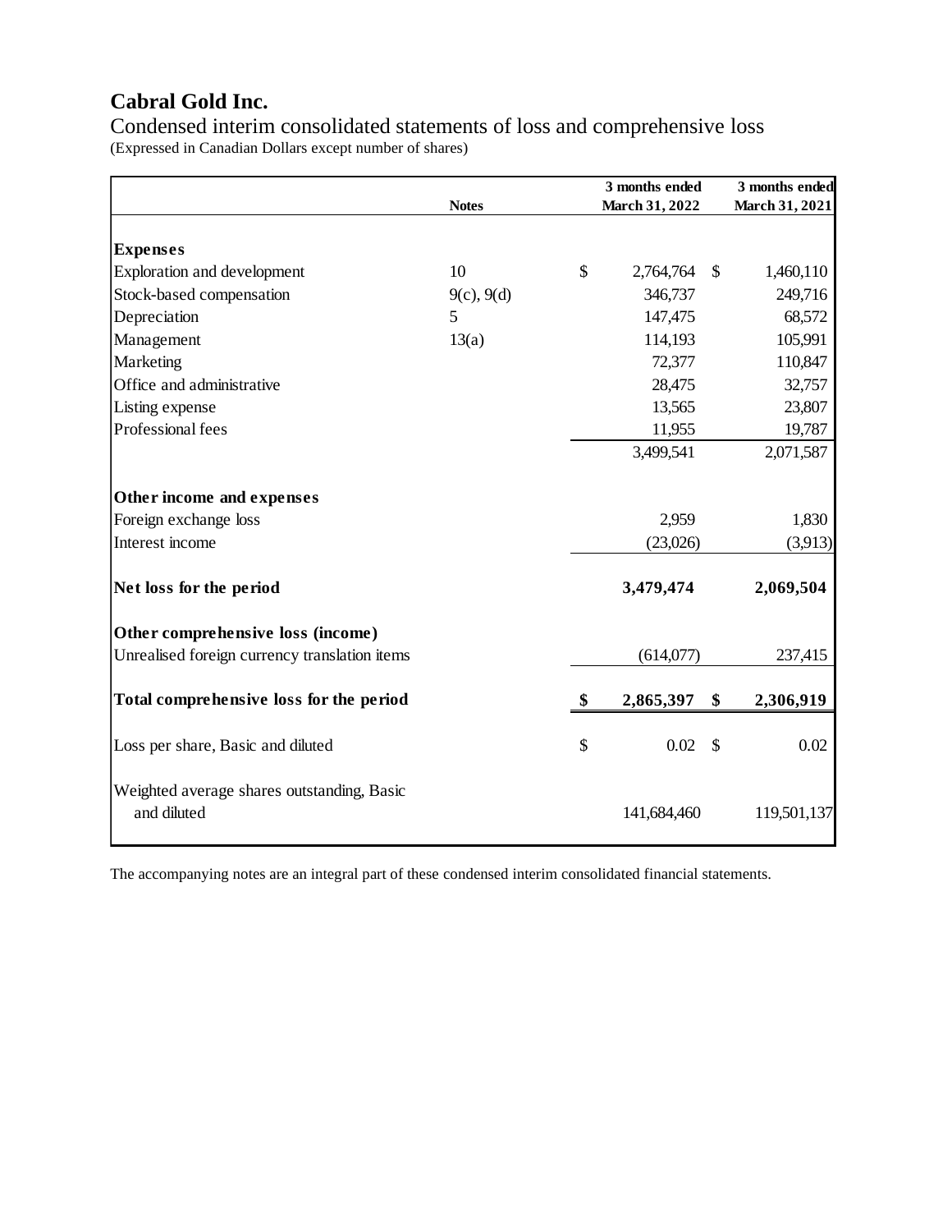# Cabral Gold Inc.

## Condensed interim consolidated statements of loss and comprehensive loss

(Expressed in Canadian Dollars except number of shares)

| | Notes | 3 months ended March 31, 2022 | 3 months ended March 31, 2021 |
|---|---|---|---|
| **Expenses** | | | |
| Exploration and development | 10 | $ 2,764,764 | $ 1,460,110 |
| Stock-based compensation | 9(c), 9(d) | 346,737 | 249,716 |
| Depreciation | 5 | 147,475 | 68,572 |
| Management | 13(a) | 114,193 | 105,991 |
| Marketing | | 72,377 | 110,847 |
| Office and administrative | | 28,475 | 32,757 |
| Listing expense | | 13,565 | 23,807 |
| Professional fees | | 11,955 | 19,787 |
| | | 3,499,541 | 2,071,587 |
| **Other income and expenses** | | | |
| Foreign exchange loss | | 2,959 | 1,830 |
| Interest income | | (23,026) | (3,913) |
| **Net loss for the period** | | **3,479,474** | **2,069,504** |
| **Other comprehensive loss (income)** | | | |
| Unrealised foreign currency translation items | | (614,077) | 237,415 |
| **Total comprehensive loss for the period** | | **$ 2,865,397** | **$ 2,306,919** |
| Loss per share, Basic and diluted | | $ 0.02 | $ 0.02 |
| Weighted average shares outstanding, Basic and diluted | | 141,684,460 | 119,501,137 |

The accompanying notes are an integral part of these condensed interim consolidated financial statements.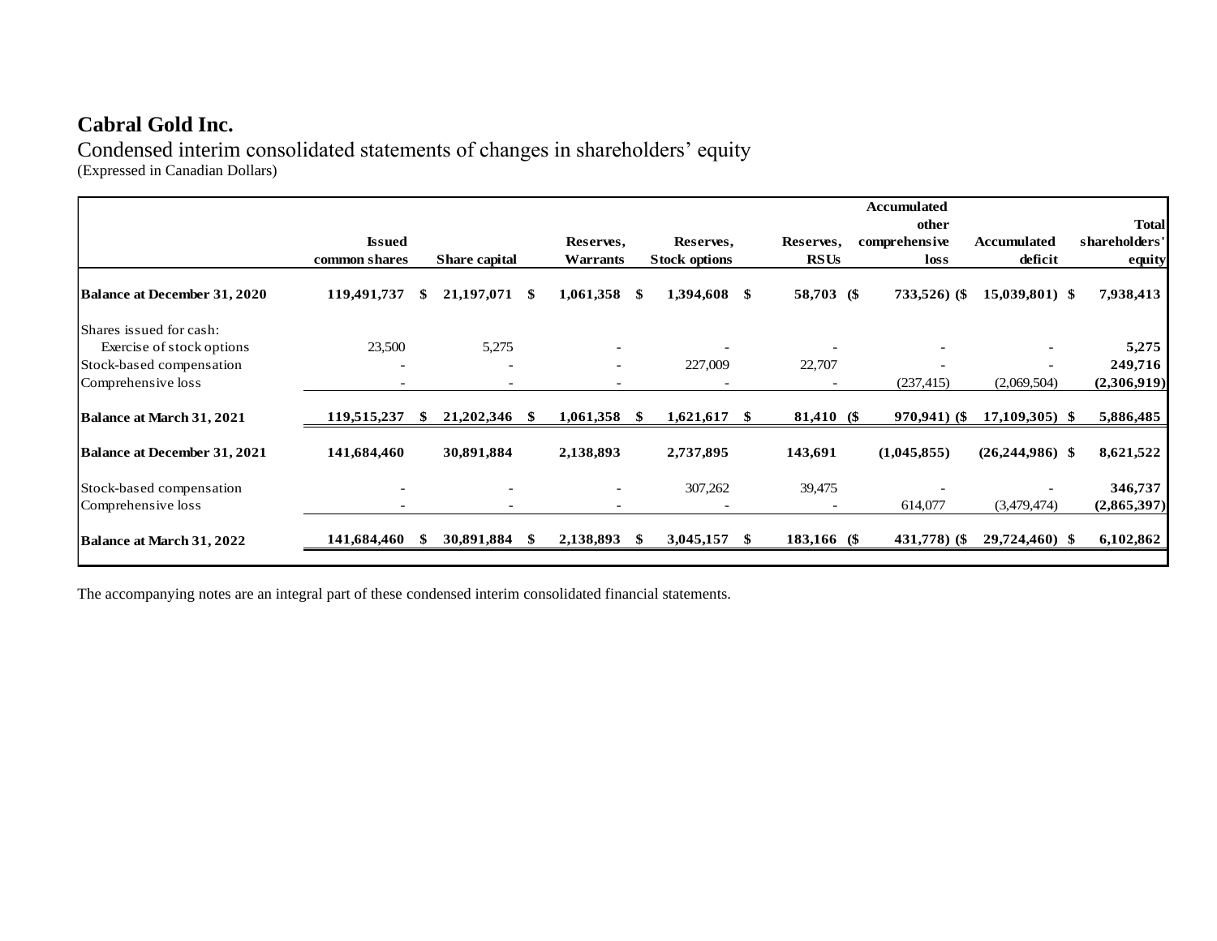# Cabral Gold Inc.

Condensed interim consolidated statements of changes in shareholders' equity
(Expressed in Canadian Dollars)

| | Issued common shares | Share capital | Reserves, Warrants | Reserves, Stock options | Reserves, RSUs | Accumulated other comprehensive loss | Accumulated deficit | Total shareholders' equity |
|---|---|---|---|---|---|---|---|---|
| **Balance at December 31, 2020** | **119,491,737** | **$ 21,197,071** | **$ 1,061,358** | **$ 1,394,608** | **$ 58,703** | **($ 733,526)** | **($ 15,039,801)** | **$ 7,938,413** |
| Shares issued for cash: | | | | | | | | |
| Exercise of stock options | 23,500 | 5,275 | - | - | - | - | - | **5,275** |
| Stock-based compensation | - | - | - | 227,009 | 22,707 | - | - | **249,716** |
| Comprehensive loss | - | - | - | - | - | (237,415) | (2,069,504) | **(2,306,919)** |
| **Balance at March 31, 2021** | **119,515,237** | **$ 21,202,346** | **$ 1,061,358** | **$ 1,621,617** | **$ 81,410** | **($ 970,941)** | **($ 17,109,305)** | **$ 5,886,485** |
| **Balance at December 31, 2021** | **141,684,460** | **30,891,884** | **2,138,893** | **2,737,895** | **143,691** | **(1,045,855)** | **(26,244,986)** | **$ 8,621,522** |
| Stock-based compensation | - | - | - | 307,262 | 39,475 | - | - | **346,737** |
| Comprehensive loss | - | - | - | - | - | 614,077 | (3,479,474) | **(2,865,397)** |
| **Balance at March 31, 2022** | **141,684,460** | **$ 30,891,884** | **$ 2,138,893** | **$ 3,045,157** | **$ 183,166** | **($ 431,778)** | **($ 29,724,460)** | **$ 6,102,862** |

The accompanying notes are an integral part of these condensed interim consolidated financial statements.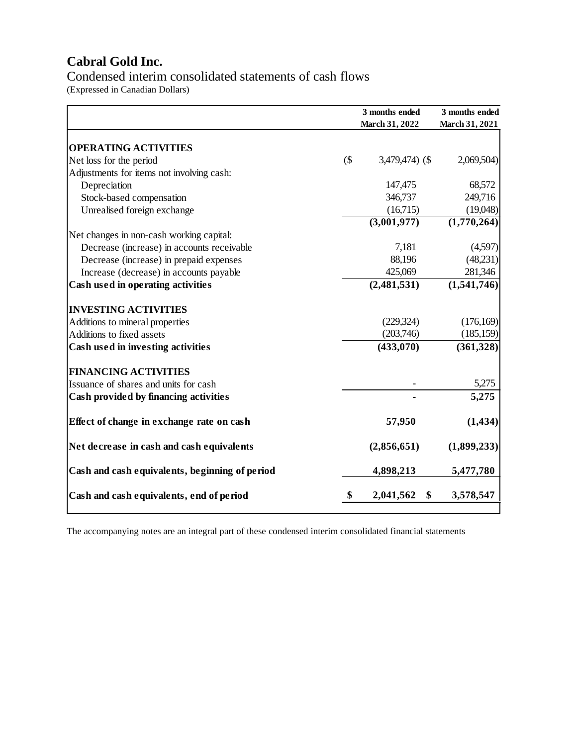# Cabral Gold Inc.

Condensed interim consolidated statements of cash flows

(Expressed in Canadian Dollars)

| | 3 months ended March 31, 2022 | 3 months ended March 31, 2021 |
|---|---|---|
| **OPERATING ACTIVITIES** | | |
| Net loss for the period | ($ 3,479,474) | ($ 2,069,504) |
| Adjustments for items not involving cash: | | |
| Depreciation | 147,475 | 68,572 |
| Stock-based compensation | 346,737 | 249,716 |
| Unrealised foreign exchange | (16,715) | (19,048) |
| | **(3,001,977)** | **(1,770,264)** |
| Net changes in non-cash working capital: | | |
| Decrease (increase) in accounts receivable | 7,181 | (4,597) |
| Decrease (increase) in prepaid expenses | 88,196 | (48,231) |
| Increase (decrease) in accounts payable | 425,069 | 281,346 |
| **Cash used in operating activities** | **(2,481,531)** | **(1,541,746)** |
| **INVESTING ACTIVITIES** | | |
| Additions to mineral properties | (229,324) | (176,169) |
| Additions to fixed assets | (203,746) | (185,159) |
| **Cash used in investing activities** | **(433,070)** | **(361,328)** |
| **FINANCING ACTIVITIES** | | |
| Issuance of shares and units for cash | - | 5,275 |
| **Cash provided by financing activities** | **-** | **5,275** |
| **Effect of change in exchange rate on cash** | **57,950** | **(1,434)** |
| **Net decrease in cash and cash equivalents** | **(2,856,651)** | **(1,899,233)** |
| **Cash and cash equivalents, beginning of period** | **4,898,213** | **5,477,780** |
| **Cash and cash equivalents, end of period** | **$ 2,041,562** | **$ 3,578,547** |

The accompanying notes are an integral part of these condensed interim consolidated financial statements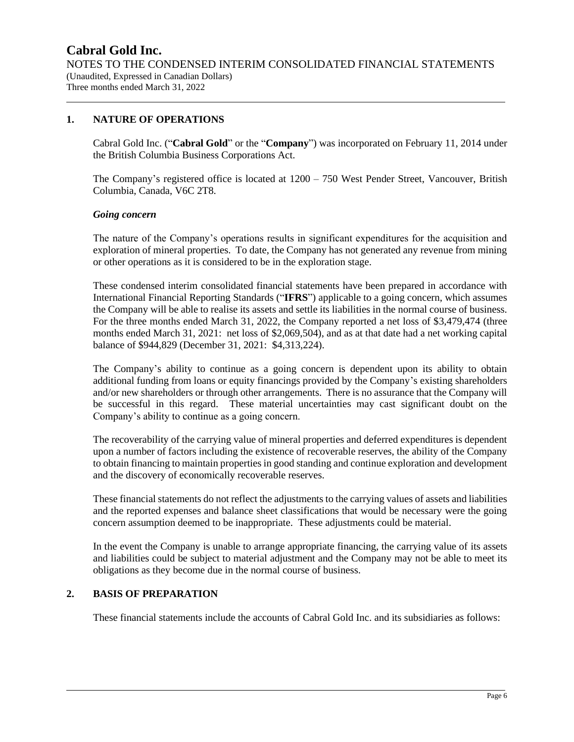## 1. NATURE OF OPERATIONS

Cabral Gold Inc. ("**Cabral Gold**" or the "**Company**") was incorporated on February 11, 2014 under the British Columbia Business Corporations Act.

The Company's registered office is located at 1200 – 750 West Pender Street, Vancouver, British Columbia, Canada, V6C 2T8.

### *Going concern*

The nature of the Company's operations results in significant expenditures for the acquisition and exploration of mineral properties. To date, the Company has not generated any revenue from mining or other operations as it is considered to be in the exploration stage.

These condensed interim consolidated financial statements have been prepared in accordance with International Financial Reporting Standards ("**IFRS**") applicable to a going concern, which assumes the Company will be able to realise its assets and settle its liabilities in the normal course of business. For the three months ended March 31, 2022, the Company reported a net loss of $3,479,474 (three months ended March 31, 2021: net loss of $2,069,504), and as at that date had a net working capital balance of $944,829 (December 31, 2021: $4,313,224).

The Company's ability to continue as a going concern is dependent upon its ability to obtain additional funding from loans or equity financings provided by the Company's existing shareholders and/or new shareholders or through other arrangements. There is no assurance that the Company will be successful in this regard. These material uncertainties may cast significant doubt on the Company's ability to continue as a going concern.

The recoverability of the carrying value of mineral properties and deferred expenditures is dependent upon a number of factors including the existence of recoverable reserves, the ability of the Company to obtain financing to maintain properties in good standing and continue exploration and development and the discovery of economically recoverable reserves.

These financial statements do not reflect the adjustments to the carrying values of assets and liabilities and the reported expenses and balance sheet classifications that would be necessary were the going concern assumption deemed to be inappropriate. These adjustments could be material.

In the event the Company is unable to arrange appropriate financing, the carrying value of its assets and liabilities could be subject to material adjustment and the Company may not be able to meet its obligations as they become due in the normal course of business.

## 2. BASIS OF PREPARATION

These financial statements include the accounts of Cabral Gold Inc. and its subsidiaries as follows: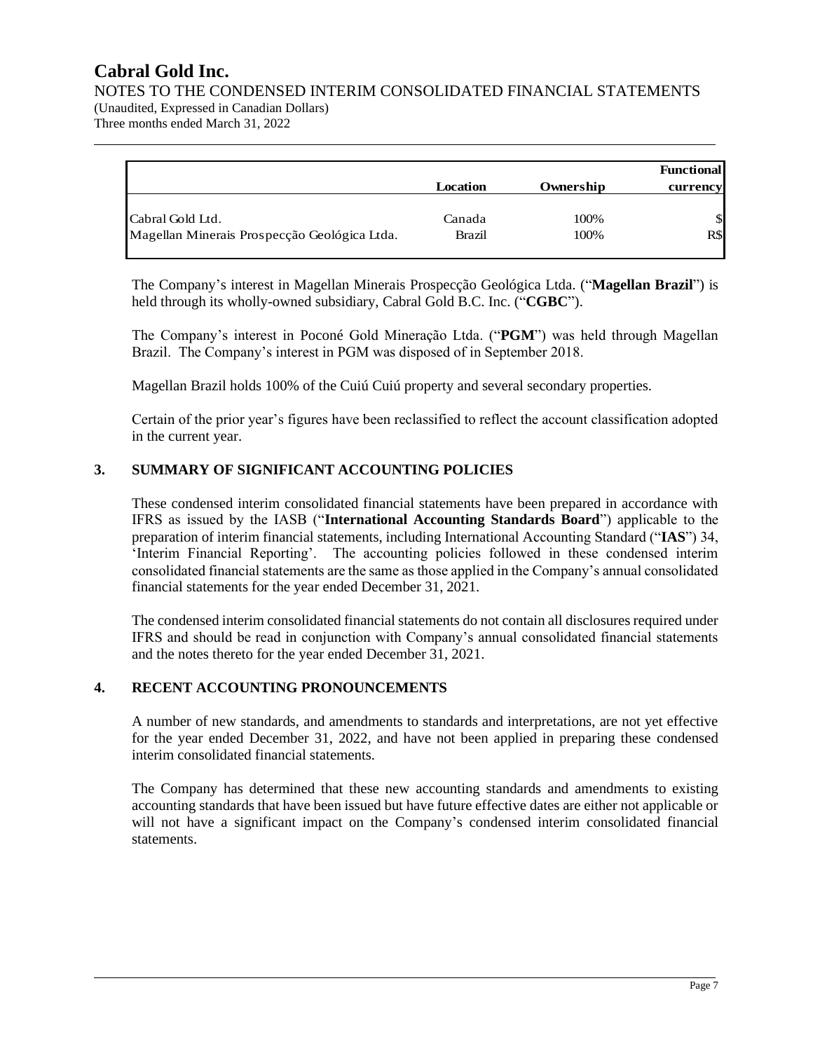|  | Location | Ownership | Functional currency |
|---|---|---|---|
| Cabral Gold Ltd. | Canada | 100% | $ |
| Magellan Minerais Prospecção Geológica Ltda. | Brazil | 100% | R$ |

The Company's interest in Magellan Minerais Prospecção Geológica Ltda. ("**Magellan Brazil**") is held through its wholly-owned subsidiary, Cabral Gold B.C. Inc. ("**CGBC**").

The Company's interest in Poconé Gold Mineração Ltda. ("**PGM**") was held through Magellan Brazil. The Company's interest in PGM was disposed of in September 2018.

Magellan Brazil holds 100% of the Cuiú Cuiú property and several secondary properties.

Certain of the prior year's figures have been reclassified to reflect the account classification adopted in the current year.

## 3. SUMMARY OF SIGNIFICANT ACCOUNTING POLICIES

These condensed interim consolidated financial statements have been prepared in accordance with IFRS as issued by the IASB ("**International Accounting Standards Board**") applicable to the preparation of interim financial statements, including International Accounting Standard ("**IAS**") 34, 'Interim Financial Reporting'. The accounting policies followed in these condensed interim consolidated financial statements are the same as those applied in the Company's annual consolidated financial statements for the year ended December 31, 2021.

The condensed interim consolidated financial statements do not contain all disclosures required under IFRS and should be read in conjunction with Company's annual consolidated financial statements and the notes thereto for the year ended December 31, 2021.

## 4. RECENT ACCOUNTING PRONOUNCEMENTS

A number of new standards, and amendments to standards and interpretations, are not yet effective for the year ended December 31, 2022, and have not been applied in preparing these condensed interim consolidated financial statements.

The Company has determined that these new accounting standards and amendments to existing accounting standards that have been issued but have future effective dates are either not applicable or will not have a significant impact on the Company's condensed interim consolidated financial statements.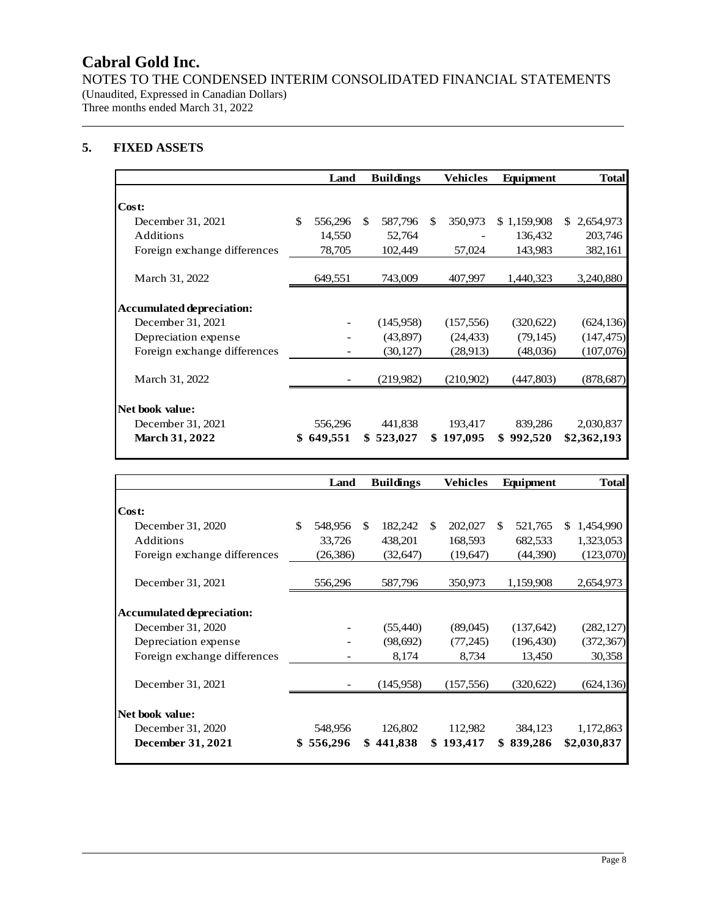# Cabral Gold Inc.

NOTES TO THE CONDENSED INTERIM CONSOLIDATED FINANCIAL STATEMENTS
(Unaudited, Expressed in Canadian Dollars)
Three months ended March 31, 2022

## 5. FIXED ASSETS

| | Land | Buildings | Vehicles | Equipment | Total |
|---|---|---|---|---|---|
| **Cost:** | | | | | |
| December 31, 2021 | $ 556,296 | $ 587,796 | $ 350,973 | $ 1,159,908 | $ 2,654,973 |
| Additions | 14,550 | 52,764 | - | 136,432 | 203,746 |
| Foreign exchange differences | 78,705 | 102,449 | 57,024 | 143,983 | 382,161 |
| March 31, 2022 | 649,551 | 743,009 | 407,997 | 1,440,323 | 3,240,880 |
| **Accumulated depreciation:** | | | | | |
| December 31, 2021 | - | (145,958) | (157,556) | (320,622) | (624,136) |
| Depreciation expense | - | (43,897) | (24,433) | (79,145) | (147,475) |
| Foreign exchange differences | - | (30,127) | (28,913) | (48,036) | (107,076) |
| March 31, 2022 | - | (219,982) | (210,902) | (447,803) | (878,687) |
| **Net book value:** | | | | | |
| December 31, 2021 | 556,296 | 441,838 | 193,417 | 839,286 | 2,030,837 |
| **March 31, 2022** | **$ 649,551** | **$ 523,027** | **$ 197,095** | **$ 992,520** | **$2,362,193** |

| | Land | Buildings | Vehicles | Equipment | Total |
|---|---|---|---|---|---|
| **Cost:** | | | | | |
| December 31, 2020 | $ 548,956 | $ 182,242 | $ 202,027 | $ 521,765 | $ 1,454,990 |
| Additions | 33,726 | 438,201 | 168,593 | 682,533 | 1,323,053 |
| Foreign exchange differences | (26,386) | (32,647) | (19,647) | (44,390) | (123,070) |
| December 31, 2021 | 556,296 | 587,796 | 350,973 | 1,159,908 | 2,654,973 |
| **Accumulated depreciation:** | | | | | |
| December 31, 2020 | - | (55,440) | (89,045) | (137,642) | (282,127) |
| Depreciation expense | - | (98,692) | (77,245) | (196,430) | (372,367) |
| Foreign exchange differences | - | 8,174 | 8,734 | 13,450 | 30,358 |
| December 31, 2021 | - | (145,958) | (157,556) | (320,622) | (624,136) |
| **Net book value:** | | | | | |
| December 31, 2020 | 548,956 | 126,802 | 112,982 | 384,123 | 1,172,863 |
| **December 31, 2021** | **$ 556,296** | **$ 441,838** | **$ 193,417** | **$ 839,286** | **$2,030,837** |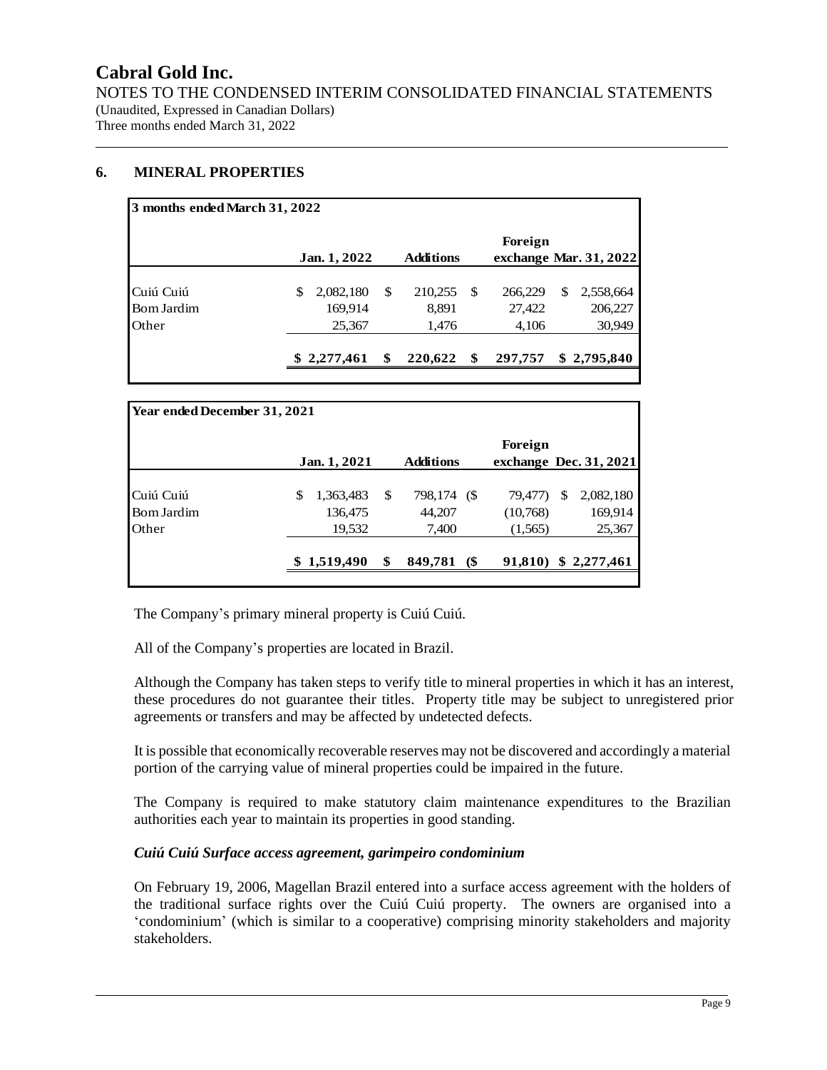# Cabral Gold Inc.

NOTES TO THE CONDENSED INTERIM CONSOLIDATED FINANCIAL STATEMENTS
(Unaudited, Expressed in Canadian Dollars)
Three months ended March 31, 2022

## 6. MINERAL PROPERTIES

| 3 months ended March 31, 2022 | Jan. 1, 2022 | Additions | Foreign exchange | Mar. 31, 2022 |
|---|---|---|---|---|
| Cuiú Cuiú | $ 2,082,180 | $ 210,255 | $ 266,229 | $ 2,558,664 |
| Bom Jardim | 169,914 | 8,891 | 27,422 | 206,227 |
| Other | 25,367 | 1,476 | 4,106 | 30,949 |
| | **$ 2,277,461** | **$ 220,622** | **$ 297,757** | **$ 2,795,840** |

| Year ended December 31, 2021 | Jan. 1, 2021 | Additions | Foreign exchange | Dec. 31, 2021 |
|---|---|---|---|---|
| Cuiú Cuiú | $ 1,363,483 | $ 798,174 | ($ 79,477) | $ 2,082,180 |
| Bom Jardim | 136,475 | 44,207 | (10,768) | 169,914 |
| Other | 19,532 | 7,400 | (1,565) | 25,367 |
| | **$ 1,519,490** | **$ 849,781** | **($ 91,810)** | **$ 2,277,461** |

The Company's primary mineral property is Cuiú Cuiú.

All of the Company's properties are located in Brazil.

Although the Company has taken steps to verify title to mineral properties in which it has an interest, these procedures do not guarantee their titles. Property title may be subject to unregistered prior agreements or transfers and may be affected by undetected defects.

It is possible that economically recoverable reserves may not be discovered and accordingly a material portion of the carrying value of mineral properties could be impaired in the future.

The Company is required to make statutory claim maintenance expenditures to the Brazilian authorities each year to maintain its properties in good standing.

### *Cuiú Cuiú Surface access agreement, garimpeiro condominium*

On February 19, 2006, Magellan Brazil entered into a surface access agreement with the holders of the traditional surface rights over the Cuiú Cuiú property. The owners are organised into a 'condominium' (which is similar to a cooperative) comprising minority stakeholders and majority stakeholders.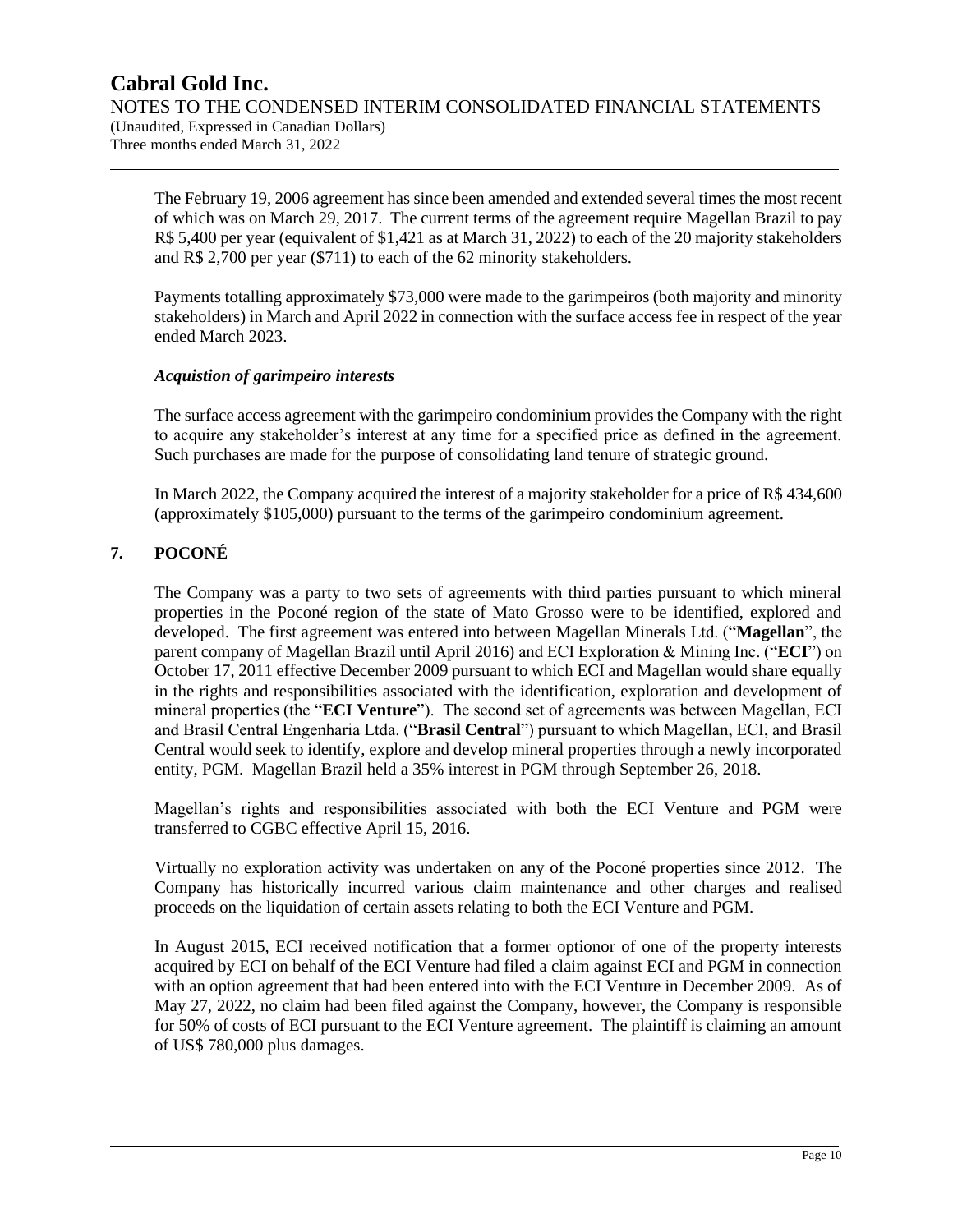The February 19, 2006 agreement has since been amended and extended several times the most recent of which was on March 29, 2017. The current terms of the agreement require Magellan Brazil to pay R$ 5,400 per year (equivalent of $1,421 as at March 31, 2022) to each of the 20 majority stakeholders and R$ 2,700 per year ($711) to each of the 62 minority stakeholders.

Payments totalling approximately $73,000 were made to the garimpeiros (both majority and minority stakeholders) in March and April 2022 in connection with the surface access fee in respect of the year ended March 2023.

***Acquistion of garimpeiro interests***

The surface access agreement with the garimpeiro condominium provides the Company with the right to acquire any stakeholder's interest at any time for a specified price as defined in the agreement. Such purchases are made for the purpose of consolidating land tenure of strategic ground.

In March 2022, the Company acquired the interest of a majority stakeholder for a price of R$ 434,600 (approximately $105,000) pursuant to the terms of the garimpeiro condominium agreement.

## 7. POCONÉ

The Company was a party to two sets of agreements with third parties pursuant to which mineral properties in the Poconé region of the state of Mato Grosso were to be identified, explored and developed. The first agreement was entered into between Magellan Minerals Ltd. ("**Magellan**", the parent company of Magellan Brazil until April 2016) and ECI Exploration & Mining Inc. ("**ECI**") on October 17, 2011 effective December 2009 pursuant to which ECI and Magellan would share equally in the rights and responsibilities associated with the identification, exploration and development of mineral properties (the "**ECI Venture**"). The second set of agreements was between Magellan, ECI and Brasil Central Engenharia Ltda. ("**Brasil Central**") pursuant to which Magellan, ECI, and Brasil Central would seek to identify, explore and develop mineral properties through a newly incorporated entity, PGM. Magellan Brazil held a 35% interest in PGM through September 26, 2018.

Magellan's rights and responsibilities associated with both the ECI Venture and PGM were transferred to CGBC effective April 15, 2016.

Virtually no exploration activity was undertaken on any of the Poconé properties since 2012. The Company has historically incurred various claim maintenance and other charges and realised proceeds on the liquidation of certain assets relating to both the ECI Venture and PGM.

In August 2015, ECI received notification that a former optionor of one of the property interests acquired by ECI on behalf of the ECI Venture had filed a claim against ECI and PGM in connection with an option agreement that had been entered into with the ECI Venture in December 2009. As of May 27, 2022, no claim had been filed against the Company, however, the Company is responsible for 50% of costs of ECI pursuant to the ECI Venture agreement. The plaintiff is claiming an amount of US$ 780,000 plus damages.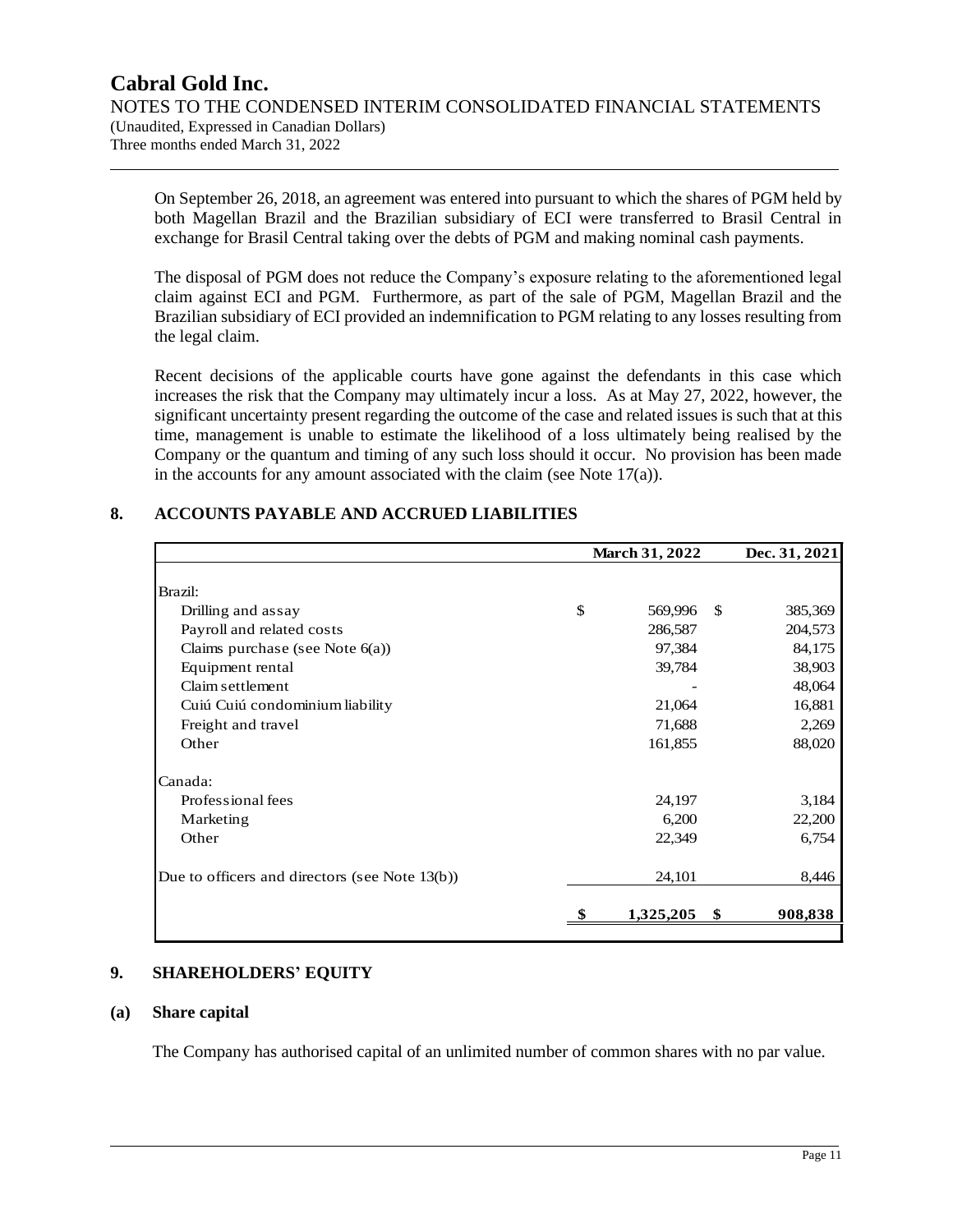On September 26, 2018, an agreement was entered into pursuant to which the shares of PGM held by both Magellan Brazil and the Brazilian subsidiary of ECI were transferred to Brasil Central in exchange for Brasil Central taking over the debts of PGM and making nominal cash payments.

The disposal of PGM does not reduce the Company's exposure relating to the aforementioned legal claim against ECI and PGM. Furthermore, as part of the sale of PGM, Magellan Brazil and the Brazilian subsidiary of ECI provided an indemnification to PGM relating to any losses resulting from the legal claim.

Recent decisions of the applicable courts have gone against the defendants in this case which increases the risk that the Company may ultimately incur a loss. As at May 27, 2022, however, the significant uncertainty present regarding the outcome of the case and related issues is such that at this time, management is unable to estimate the likelihood of a loss ultimately being realised by the Company or the quantum and timing of any such loss should it occur. No provision has been made in the accounts for any amount associated with the claim (see Note 17(a)).

## 8. ACCOUNTS PAYABLE AND ACCRUED LIABILITIES

| | March 31, 2022 | Dec. 31, 2021 |
|---|---|---|
| Brazil: | | |
| Drilling and assay | $ 569,996 | $ 385,369 |
| Payroll and related costs | 286,587 | 204,573 |
| Claims purchase (see Note 6(a)) | 97,384 | 84,175 |
| Equipment rental | 39,784 | 38,903 |
| Claim settlement | - | 48,064 |
| Cuiú Cuiú condominium liability | 21,064 | 16,881 |
| Freight and travel | 71,688 | 2,269 |
| Other | 161,855 | 88,020 |
| Canada: | | |
| Professional fees | 24,197 | 3,184 |
| Marketing | 6,200 | 22,200 |
| Other | 22,349 | 6,754 |
| Due to officers and directors (see Note 13(b)) | 24,101 | 8,446 |
| | **$ 1,325,205** | **$ 908,838** |

## 9. SHAREHOLDERS' EQUITY

### (a) Share capital

The Company has authorised capital of an unlimited number of common shares with no par value.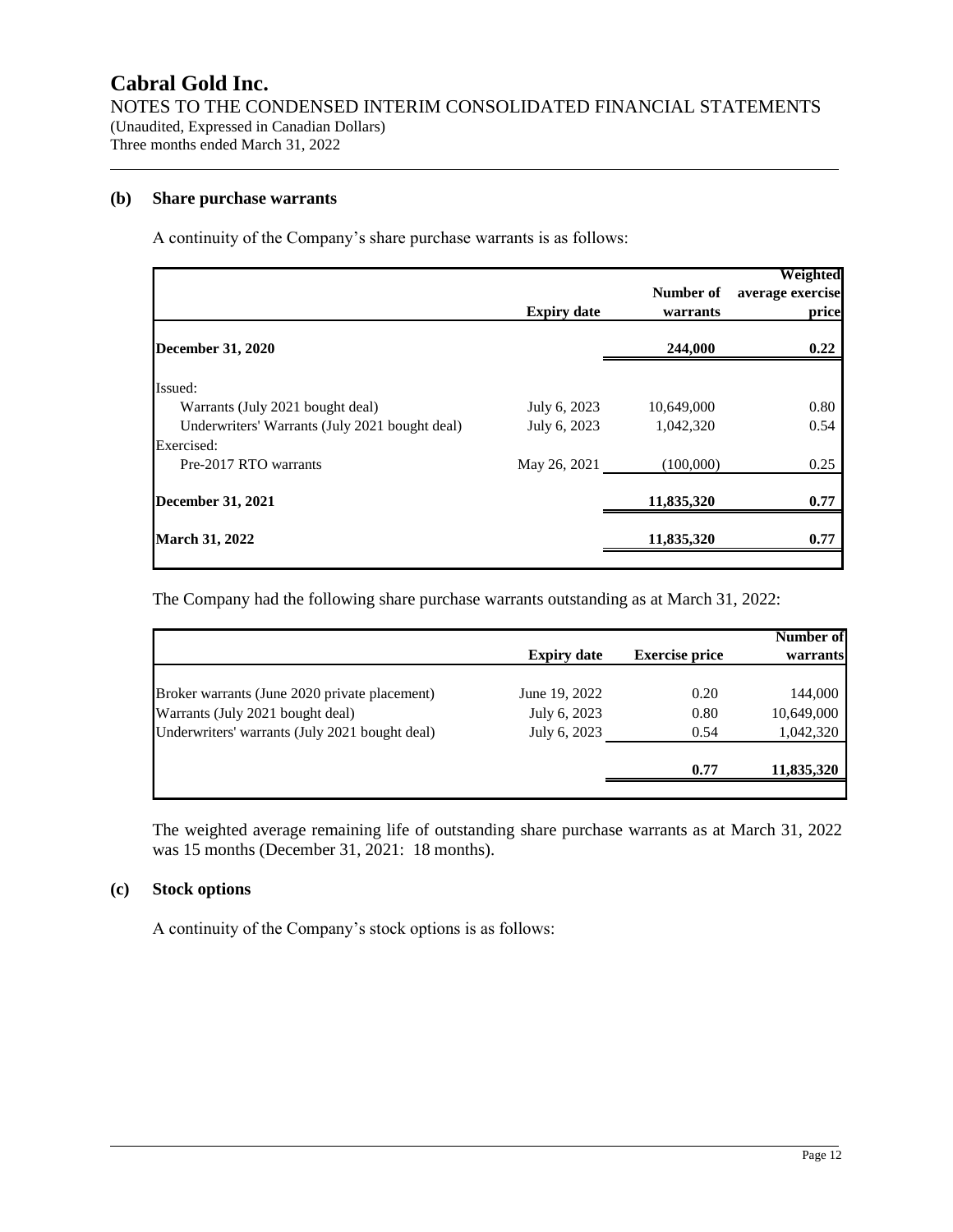### (b) Share purchase warrants

A continuity of the Company's share purchase warrants is as follows:

| | Expiry date | Number of warrants | Weighted average exercise price |
|---|---|---|---|
| **December 31, 2020** | | **244,000** | **0.22** |
| Issued: | | | |
| Warrants (July 2021 bought deal) | July 6, 2023 | 10,649,000 | 0.80 |
| Underwriters' Warrants (July 2021 bought deal) | July 6, 2023 | 1,042,320 | 0.54 |
| Exercised: | | | |
| Pre-2017 RTO warrants | May 26, 2021 | (100,000) | 0.25 |
| **December 31, 2021** | | **11,835,320** | **0.77** |
| **March 31, 2022** | | **11,835,320** | **0.77** |

The Company had the following share purchase warrants outstanding as at March 31, 2022:

| | Expiry date | Exercise price | Number of warrants |
|---|---|---|---|
| Broker warrants (June 2020 private placement) | June 19, 2022 | 0.20 | 144,000 |
| Warrants (July 2021 bought deal) | July 6, 2023 | 0.80 | 10,649,000 |
| Underwriters' warrants (July 2021 bought deal) | July 6, 2023 | 0.54 | 1,042,320 |
| | | **0.77** | **11,835,320** |

The weighted average remaining life of outstanding share purchase warrants as at March 31, 2022 was 15 months (December 31, 2021: 18 months).

### (c) Stock options

A continuity of the Company's stock options is as follows: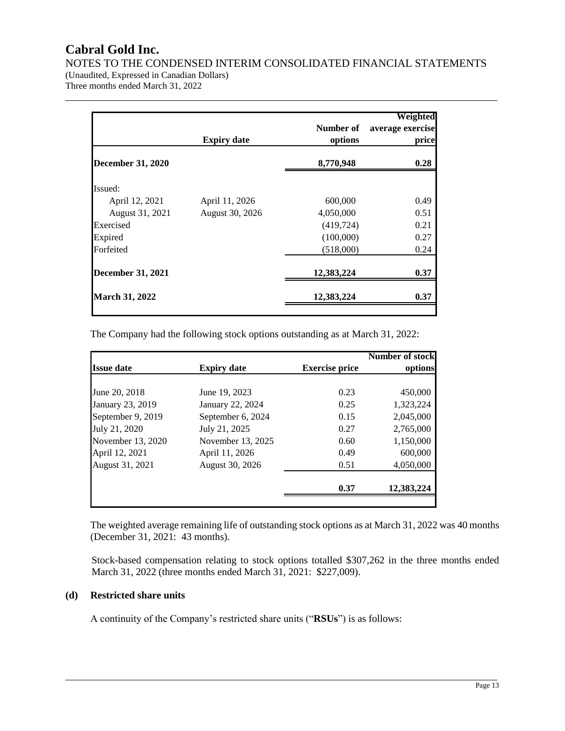| | Expiry date | Number of options | Weighted average exercise price |
|---|---|---|---|
| **December 31, 2020** | | **8,770,948** | **0.28** |
| Issued: | | | |
| April 12, 2021 | April 11, 2026 | 600,000 | 0.49 |
| August 31, 2021 | August 30, 2026 | 4,050,000 | 0.51 |
| Exercised | | (419,724) | 0.21 |
| Expired | | (100,000) | 0.27 |
| Forfeited | | (518,000) | 0.24 |
| **December 31, 2021** | | **12,383,224** | **0.37** |
| **March 31, 2022** | | **12,383,224** | **0.37** |

The Company had the following stock options outstanding as at March 31, 2022:

| Issue date | Expiry date | Exercise price | Number of stock options |
|---|---|---|---|
| June 20, 2018 | June 19, 2023 | 0.23 | 450,000 |
| January 23, 2019 | January 22, 2024 | 0.25 | 1,323,224 |
| September 9, 2019 | September 6, 2024 | 0.15 | 2,045,000 |
| July 21, 2020 | July 21, 2025 | 0.27 | 2,765,000 |
| November 13, 2020 | November 13, 2025 | 0.60 | 1,150,000 |
| April 12, 2021 | April 11, 2026 | 0.49 | 600,000 |
| August 31, 2021 | August 30, 2026 | 0.51 | 4,050,000 |
| | | **0.37** | **12,383,224** |

The weighted average remaining life of outstanding stock options as at March 31, 2022 was 40 months (December 31, 2021: 43 months).

Stock-based compensation relating to stock options totalled $307,262 in the three months ended March 31, 2022 (three months ended March 31, 2021: $227,009).

**(d) Restricted share units**

A continuity of the Company's restricted share units ("**RSUs**") is as follows: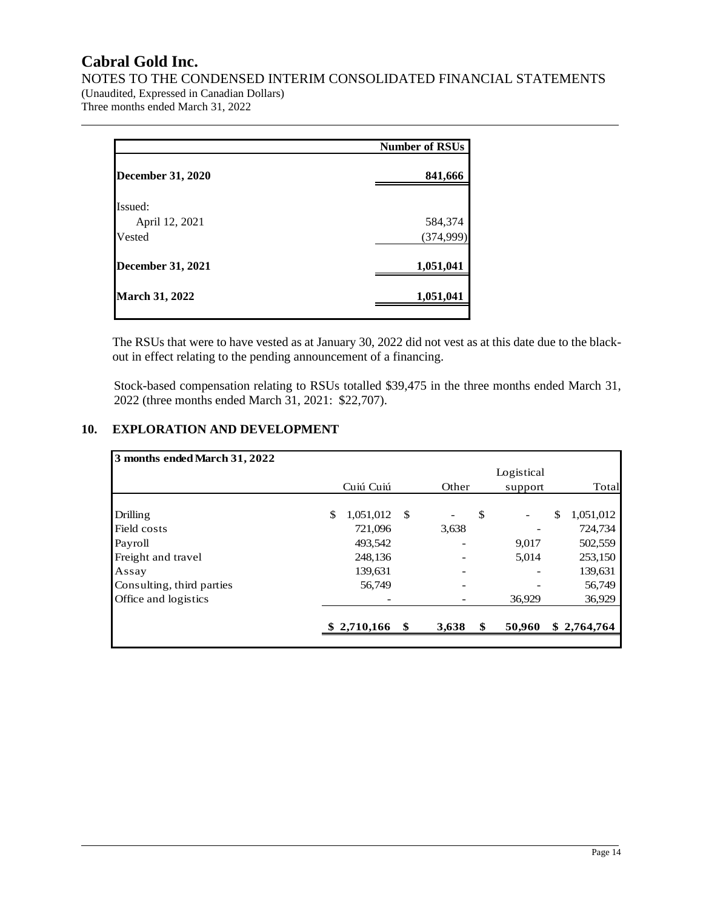| | Number of RSUs |
|---|---|
| **December 31, 2020** | **841,666** |
| Issued: | |
| April 12, 2021 | 584,374 |
| Vested | (374,999) |
| **December 31, 2021** | **1,051,041** |
| **March 31, 2022** | **1,051,041** |

The RSUs that were to have vested as at January 30, 2022 did not vest as at this date due to the black-out in effect relating to the pending announcement of a financing.

Stock-based compensation relating to RSUs totalled $39,475 in the three months ended March 31, 2022 (three months ended March 31, 2021: $22,707).

## 10. EXPLORATION AND DEVELOPMENT

| **3 months ended March 31, 2022** | Cuiú Cuiú | Other | Logistical support | Total |
|---|---|---|---|---|
| Drilling | $ 1,051,012 | $ - | $ - | $ 1,051,012 |
| Field costs | 721,096 | 3,638 | - | 724,734 |
| Payroll | 493,542 | - | 9,017 | 502,559 |
| Freight and travel | 248,136 | - | 5,014 | 253,150 |
| Assay | 139,631 | - | - | 139,631 |
| Consulting, third parties | 56,749 | - | - | 56,749 |
| Office and logistics | - | - | 36,929 | 36,929 |
| | **$ 2,710,166** | **$ 3,638** | **$ 50,960** | **$ 2,764,764** |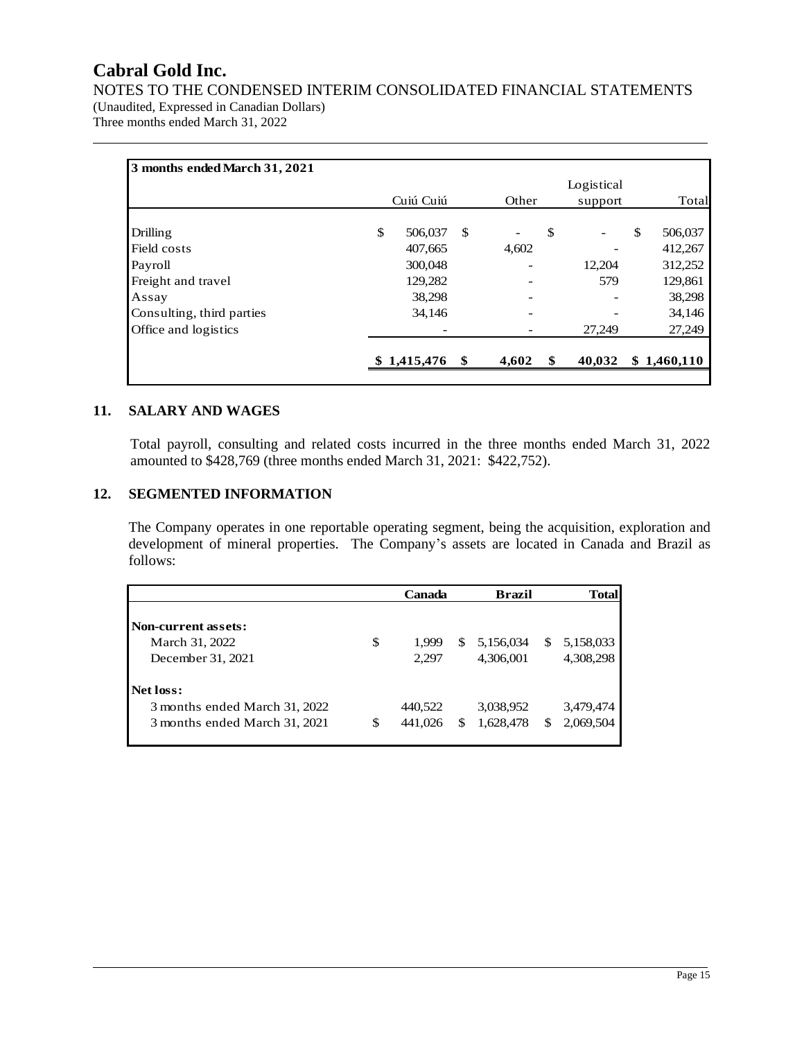| 3 months ended March 31, 2021 | Cuiú Cuiú | Other | Logistical support | Total |
|---|---|---|---|---|
| Drilling | $ 506,037 | $ - | $ - | $ 506,037 |
| Field costs | 407,665 | 4,602 | - | 412,267 |
| Payroll | 300,048 | - | 12,204 | 312,252 |
| Freight and travel | 129,282 | - | 579 | 129,861 |
| Assay | 38,298 | - | - | 38,298 |
| Consulting, third parties | 34,146 | - | - | 34,146 |
| Office and logistics | - | - | 27,249 | 27,249 |
| | **$ 1,415,476** | **$ 4,602** | **$ 40,032** | **$ 1,460,110** |

## 11. SALARY AND WAGES

Total payroll, consulting and related costs incurred in the three months ended March 31, 2022 amounted to $428,769 (three months ended March 31, 2021: $422,752).

## 12. SEGMENTED INFORMATION

The Company operates in one reportable operating segment, being the acquisition, exploration and development of mineral properties. The Company's assets are located in Canada and Brazil as follows:

| | **Canada** | **Brazil** | **Total** |
|---|---|---|---|
| **Non-current assets:** | | | |
| March 31, 2022 | $ 1,999 | $ 5,156,034 | $ 5,158,033 |
| December 31, 2021 | 2,297 | 4,306,001 | 4,308,298 |
| **Net loss:** | | | |
| 3 months ended March 31, 2022 | 440,522 | 3,038,952 | 3,479,474 |
| 3 months ended March 31, 2021 | $ 441,026 | $ 1,628,478 | $ 2,069,504 |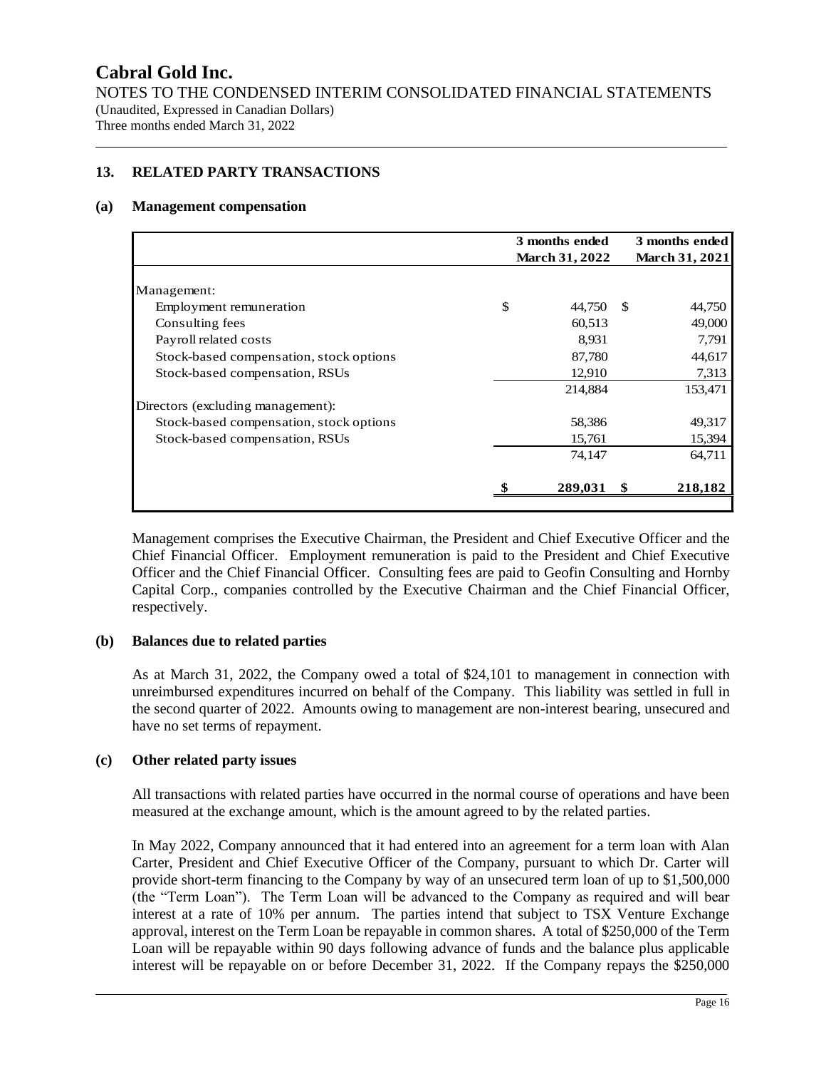## 13. RELATED PARTY TRANSACTIONS

### (a) Management compensation

| | 3 months ended March 31, 2022 | 3 months ended March 31, 2021 |
|---|---|---|
| Management: | | |
| Employment remuneration | $ 44,750 | $ 44,750 |
| Consulting fees | 60,513 | 49,000 |
| Payroll related costs | 8,931 | 7,791 |
| Stock-based compensation, stock options | 87,780 | 44,617 |
| Stock-based compensation, RSUs | 12,910 | 7,313 |
| | 214,884 | 153,471 |
| Directors (excluding management): | | |
| Stock-based compensation, stock options | 58,386 | 49,317 |
| Stock-based compensation, RSUs | 15,761 | 15,394 |
| | 74,147 | 64,711 |
| | **$ 289,031** | **$ 218,182** |

Management comprises the Executive Chairman, the President and Chief Executive Officer and the Chief Financial Officer. Employment remuneration is paid to the President and Chief Executive Officer and the Chief Financial Officer. Consulting fees are paid to Geofin Consulting and Hornby Capital Corp., companies controlled by the Executive Chairman and the Chief Financial Officer, respectively.

### (b) Balances due to related parties

As at March 31, 2022, the Company owed a total of $24,101 to management in connection with unreimbursed expenditures incurred on behalf of the Company. This liability was settled in full in the second quarter of 2022. Amounts owing to management are non-interest bearing, unsecured and have no set terms of repayment.

### (c) Other related party issues

All transactions with related parties have occurred in the normal course of operations and have been measured at the exchange amount, which is the amount agreed to by the related parties.

In May 2022, Company announced that it had entered into an agreement for a term loan with Alan Carter, President and Chief Executive Officer of the Company, pursuant to which Dr. Carter will provide short-term financing to the Company by way of an unsecured term loan of up to $1,500,000 (the "Term Loan"). The Term Loan will be advanced to the Company as required and will bear interest at a rate of 10% per annum. The parties intend that subject to TSX Venture Exchange approval, interest on the Term Loan be repayable in common shares. A total of $250,000 of the Term Loan will be repayable within 90 days following advance of funds and the balance plus applicable interest will be repayable on or before December 31, 2022. If the Company repays the $250,000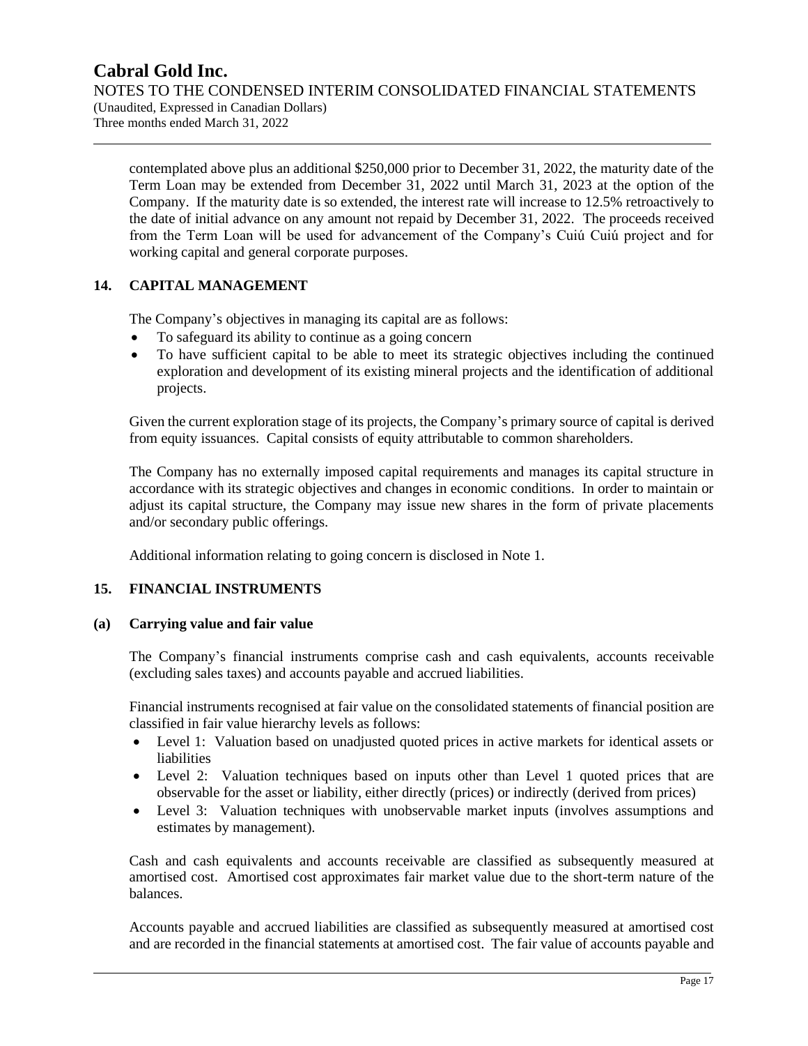contemplated above plus an additional $250,000 prior to December 31, 2022, the maturity date of the Term Loan may be extended from December 31, 2022 until March 31, 2023 at the option of the Company. If the maturity date is so extended, the interest rate will increase to 12.5% retroactively to the date of initial advance on any amount not repaid by December 31, 2022. The proceeds received from the Term Loan will be used for advancement of the Company's Cuiú Cuiú project and for working capital and general corporate purposes.

## 14. CAPITAL MANAGEMENT

The Company's objectives in managing its capital are as follows:

- To safeguard its ability to continue as a going concern
- To have sufficient capital to be able to meet its strategic objectives including the continued exploration and development of its existing mineral projects and the identification of additional projects.

Given the current exploration stage of its projects, the Company's primary source of capital is derived from equity issuances. Capital consists of equity attributable to common shareholders.

The Company has no externally imposed capital requirements and manages its capital structure in accordance with its strategic objectives and changes in economic conditions. In order to maintain or adjust its capital structure, the Company may issue new shares in the form of private placements and/or secondary public offerings.

Additional information relating to going concern is disclosed in Note 1.

## 15. FINANCIAL INSTRUMENTS

### (a) Carrying value and fair value

The Company's financial instruments comprise cash and cash equivalents, accounts receivable (excluding sales taxes) and accounts payable and accrued liabilities.

Financial instruments recognised at fair value on the consolidated statements of financial position are classified in fair value hierarchy levels as follows:

- Level 1: Valuation based on unadjusted quoted prices in active markets for identical assets or liabilities
- Level 2: Valuation techniques based on inputs other than Level 1 quoted prices that are observable for the asset or liability, either directly (prices) or indirectly (derived from prices)
- Level 3: Valuation techniques with unobservable market inputs (involves assumptions and estimates by management).

Cash and cash equivalents and accounts receivable are classified as subsequently measured at amortised cost. Amortised cost approximates fair market value due to the short-term nature of the balances.

Accounts payable and accrued liabilities are classified as subsequently measured at amortised cost and are recorded in the financial statements at amortised cost. The fair value of accounts payable and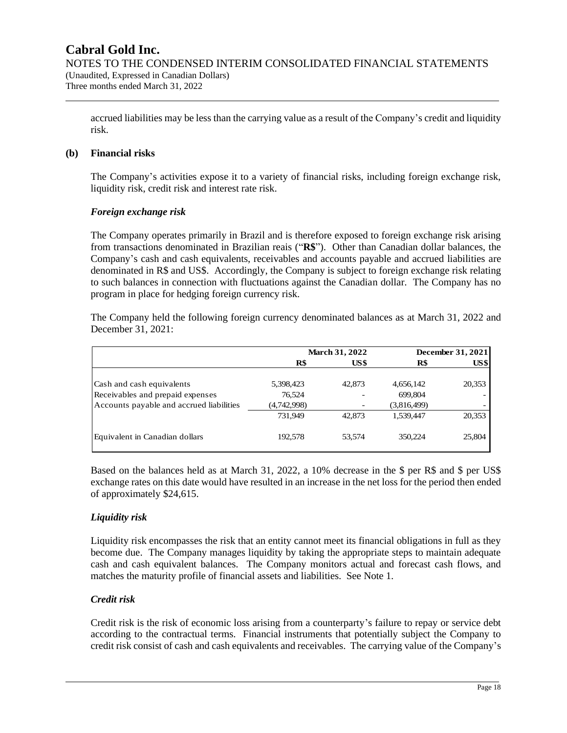accrued liabilities may be less than the carrying value as a result of the Company's credit and liquidity risk.

**(b) Financial risks**

The Company's activities expose it to a variety of financial risks, including foreign exchange risk, liquidity risk, credit risk and interest rate risk.

***Foreign exchange risk***

The Company operates primarily in Brazil and is therefore exposed to foreign exchange risk arising from transactions denominated in Brazilian reais ("**R$**"). Other than Canadian dollar balances, the Company's cash and cash equivalents, receivables and accounts payable and accrued liabilities are denominated in R$ and US$. Accordingly, the Company is subject to foreign exchange risk relating to such balances in connection with fluctuations against the Canadian dollar. The Company has no program in place for hedging foreign currency risk.

The Company held the following foreign currency denominated balances as at March 31, 2022 and December 31, 2021:

| | March 31, 2022 | | December 31, 2021 | |
|---|---|---|---|---|
| | R$ | US$ | R$ | US$ |
| Cash and cash equivalents | 5,398,423 | 42,873 | 4,656,142 | 20,353 |
| Receivables and prepaid expenses | 76,524 | - | 699,804 | - |
| Accounts payable and accrued liabilities | (4,742,998) | - | (3,816,499) | - |
| | 731,949 | 42,873 | 1,539,447 | 20,353 |
| Equivalent in Canadian dollars | 192,578 | 53,574 | 350,224 | 25,804 |

Based on the balances held as at March 31, 2022, a 10% decrease in the $ per R$ and $ per US$ exchange rates on this date would have resulted in an increase in the net loss for the period then ended of approximately $24,615.

***Liquidity risk***

Liquidity risk encompasses the risk that an entity cannot meet its financial obligations in full as they become due. The Company manages liquidity by taking the appropriate steps to maintain adequate cash and cash equivalent balances. The Company monitors actual and forecast cash flows, and matches the maturity profile of financial assets and liabilities. See Note 1.

***Credit risk***

Credit risk is the risk of economic loss arising from a counterparty's failure to repay or service debt according to the contractual terms. Financial instruments that potentially subject the Company to credit risk consist of cash and cash equivalents and receivables. The carrying value of the Company's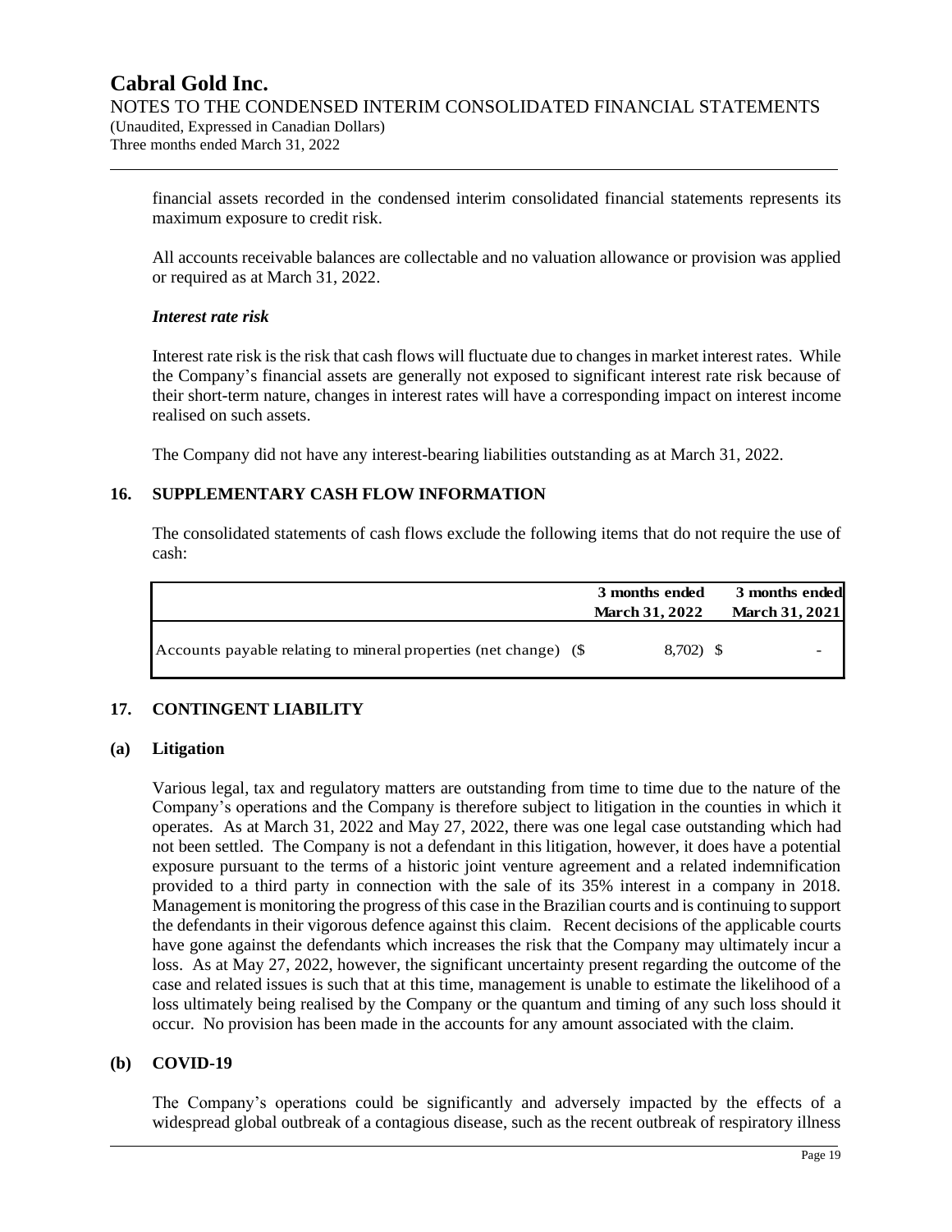financial assets recorded in the condensed interim consolidated financial statements represents its maximum exposure to credit risk.

All accounts receivable balances are collectable and no valuation allowance or provision was applied or required as at March 31, 2022.

***Interest rate risk***

Interest rate risk is the risk that cash flows will fluctuate due to changes in market interest rates. While the Company's financial assets are generally not exposed to significant interest rate risk because of their short-term nature, changes in interest rates will have a corresponding impact on interest income realised on such assets.

The Company did not have any interest-bearing liabilities outstanding as at March 31, 2022.

## 16. SUPPLEMENTARY CASH FLOW INFORMATION

The consolidated statements of cash flows exclude the following items that do not require the use of cash:

| | 3 months ended March 31, 2022 | 3 months ended March 31, 2021 |
|---|---|---|
| Accounts payable relating to mineral properties (net change) | ($ 8,702) | $ - |

## 17. CONTINGENT LIABILITY

### (a) Litigation

Various legal, tax and regulatory matters are outstanding from time to time due to the nature of the Company's operations and the Company is therefore subject to litigation in the counties in which it operates. As at March 31, 2022 and May 27, 2022, there was one legal case outstanding which had not been settled. The Company is not a defendant in this litigation, however, it does have a potential exposure pursuant to the terms of a historic joint venture agreement and a related indemnification provided to a third party in connection with the sale of its 35% interest in a company in 2018. Management is monitoring the progress of this case in the Brazilian courts and is continuing to support the defendants in their vigorous defence against this claim. Recent decisions of the applicable courts have gone against the defendants which increases the risk that the Company may ultimately incur a loss. As at May 27, 2022, however, the significant uncertainty present regarding the outcome of the case and related issues is such that at this time, management is unable to estimate the likelihood of a loss ultimately being realised by the Company or the quantum and timing of any such loss should it occur. No provision has been made in the accounts for any amount associated with the claim.

### (b) COVID-19

The Company's operations could be significantly and adversely impacted by the effects of a widespread global outbreak of a contagious disease, such as the recent outbreak of respiratory illness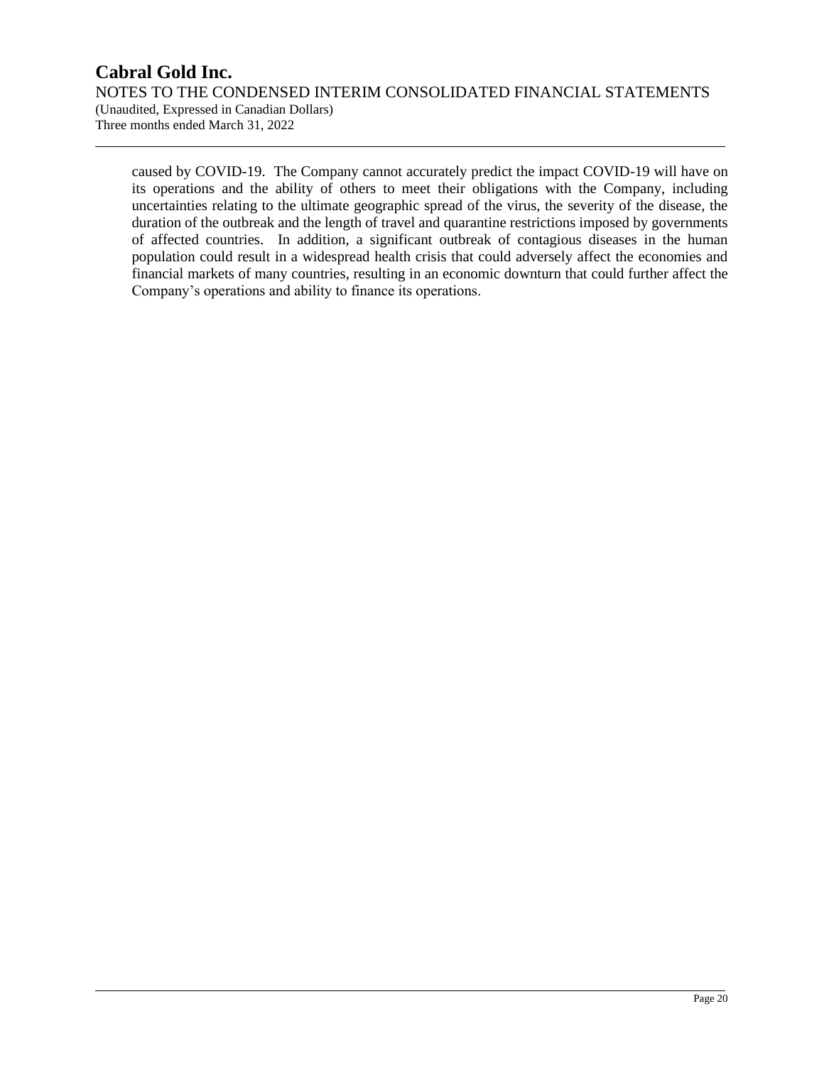caused by COVID-19. The Company cannot accurately predict the impact COVID-19 will have on its operations and the ability of others to meet their obligations with the Company, including uncertainties relating to the ultimate geographic spread of the virus, the severity of the disease, the duration of the outbreak and the length of travel and quarantine restrictions imposed by governments of affected countries. In addition, a significant outbreak of contagious diseases in the human population could result in a widespread health crisis that could adversely affect the economies and financial markets of many countries, resulting in an economic downturn that could further affect the Company's operations and ability to finance its operations.